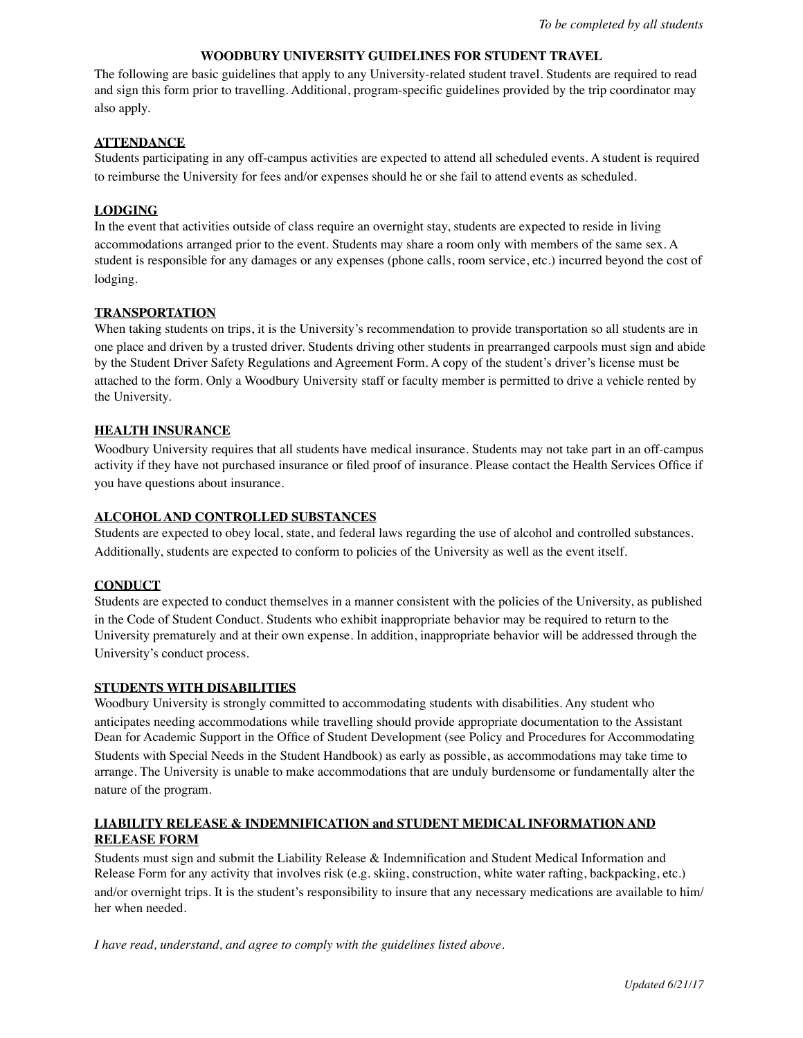*To be completed by all students*

# WOODBURY UNIVERSITY GUIDELINES FOR STUDENT TRAVEL

The following are basic guidelines that apply to any University-related student travel. Students are required to read and sign this form prior to travelling. Additional, program-specific guidelines provided by the trip coordinator may also apply.

## ATTENDANCE

Students participating in any off-campus activities are expected to attend all scheduled events. A student is required to reimburse the University for fees and/or expenses should he or she fail to attend events as scheduled.

## LODGING

In the event that activities outside of class require an overnight stay, students are expected to reside in living accommodations arranged prior to the event. Students may share a room only with members of the same sex. A student is responsible for any damages or any expenses (phone calls, room service, etc.) incurred beyond the cost of lodging.

## TRANSPORTATION

When taking students on trips, it is the University's recommendation to provide transportation so all students are in one place and driven by a trusted driver. Students driving other students in prearranged carpools must sign and abide by the Student Driver Safety Regulations and Agreement Form. A copy of the student's driver's license must be attached to the form. Only a Woodbury University staff or faculty member is permitted to drive a vehicle rented by the University.

## HEALTH INSURANCE

Woodbury University requires that all students have medical insurance. Students may not take part in an off-campus activity if they have not purchased insurance or filed proof of insurance. Please contact the Health Services Office if you have questions about insurance.

## ALCOHOL AND CONTROLLED SUBSTANCES

Students are expected to obey local, state, and federal laws regarding the use of alcohol and controlled substances. Additionally, students are expected to conform to policies of the University as well as the event itself.

## CONDUCT

Students are expected to conduct themselves in a manner consistent with the policies of the University, as published in the Code of Student Conduct. Students who exhibit inappropriate behavior may be required to return to the University prematurely and at their own expense. In addition, inappropriate behavior will be addressed through the University's conduct process.

## STUDENTS WITH DISABILITIES

Woodbury University is strongly committed to accommodating students with disabilities. Any student who anticipates needing accommodations while travelling should provide appropriate documentation to the Assistant Dean for Academic Support in the Office of Student Development (see Policy and Procedures for Accommodating Students with Special Needs in the Student Handbook) as early as possible, as accommodations may take time to arrange. The University is unable to make accommodations that are unduly burdensome or fundamentally alter the nature of the program.

## LIABILITY RELEASE & INDEMNIFICATION and STUDENT MEDICAL INFORMATION AND RELEASE FORM

Students must sign and submit the Liability Release & Indemnification and Student Medical Information and Release Form for any activity that involves risk (e.g. skiing, construction, white water rafting, backpacking, etc.) and/or overnight trips. It is the student's responsibility to insure that any necessary medications are available to him/her when needed.

*I have read, understand, and agree to comply with the guidelines listed above.*

*Updated 6/21/17*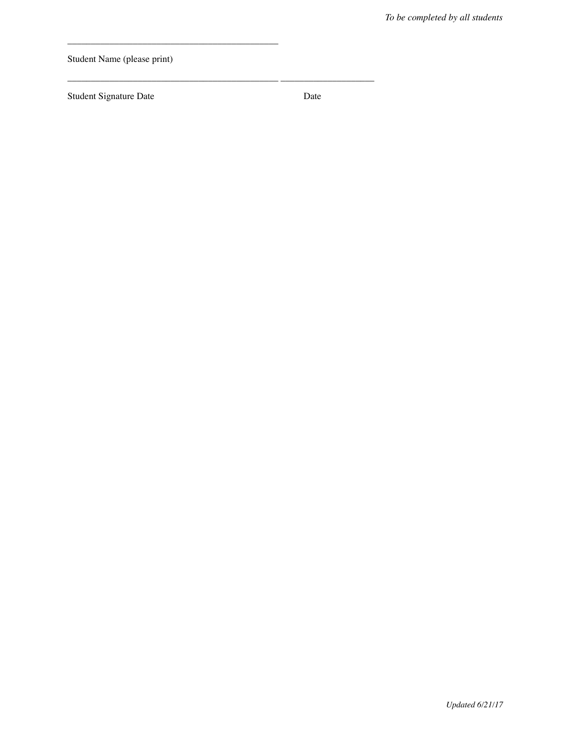*To be completed by all students*

_____________________________________________

Student Name (please print)

_____________________________________________ ____________________

Student Signature Date Date

*Updated 6/21/17*